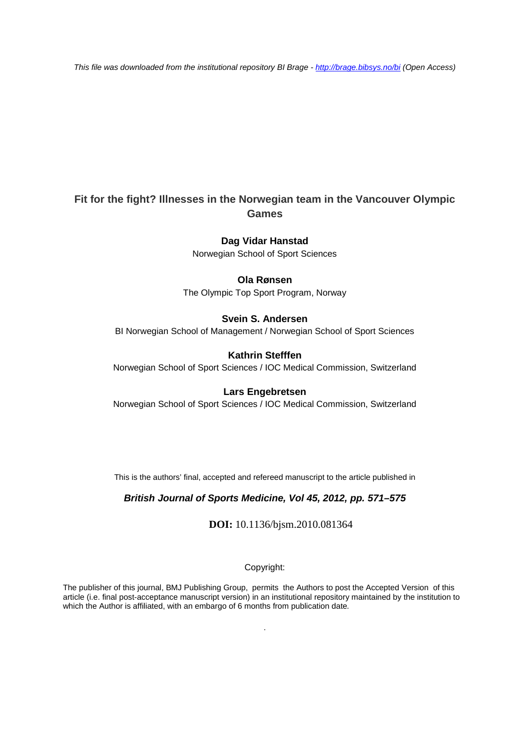*This file was downloaded from the institutional repository BI Brage - [http://brage.bibsys.no/bi](http://brage.bibsys.no/bi) (Open Access)*

# Fit for the fight? Illnesses in the Norwegian team in the Vancouver Olympic Games

**Dag Vidar Hanstad**
Norwegian School of Sport Sciences

**Ola Rønsen**
The Olympic Top Sport Program, Norway

**Svein S. Andersen**
BI Norwegian School of Management / Norwegian School of Sport Sciences

**Kathrin Stefffen**
Norwegian School of Sport Sciences / IOC Medical Commission, Switzerland

**Lars Engebretsen**
Norwegian School of Sport Sciences / IOC Medical Commission, Switzerland

This is the authors' final, accepted and refereed manuscript to the article published in

***British Journal of Sports Medicine, Vol 45, 2012, pp. 571–575***

**DOI:** 10.1136/bjsm.2010.081364

Copyright:

The publisher of this journal, BMJ Publishing Group, permits the Authors to post the Accepted Version of this article (i.e. final post-acceptance manuscript version) in an institutional repository maintained by the institution to which the Author is affiliated, with an embargo of 6 months from publication date.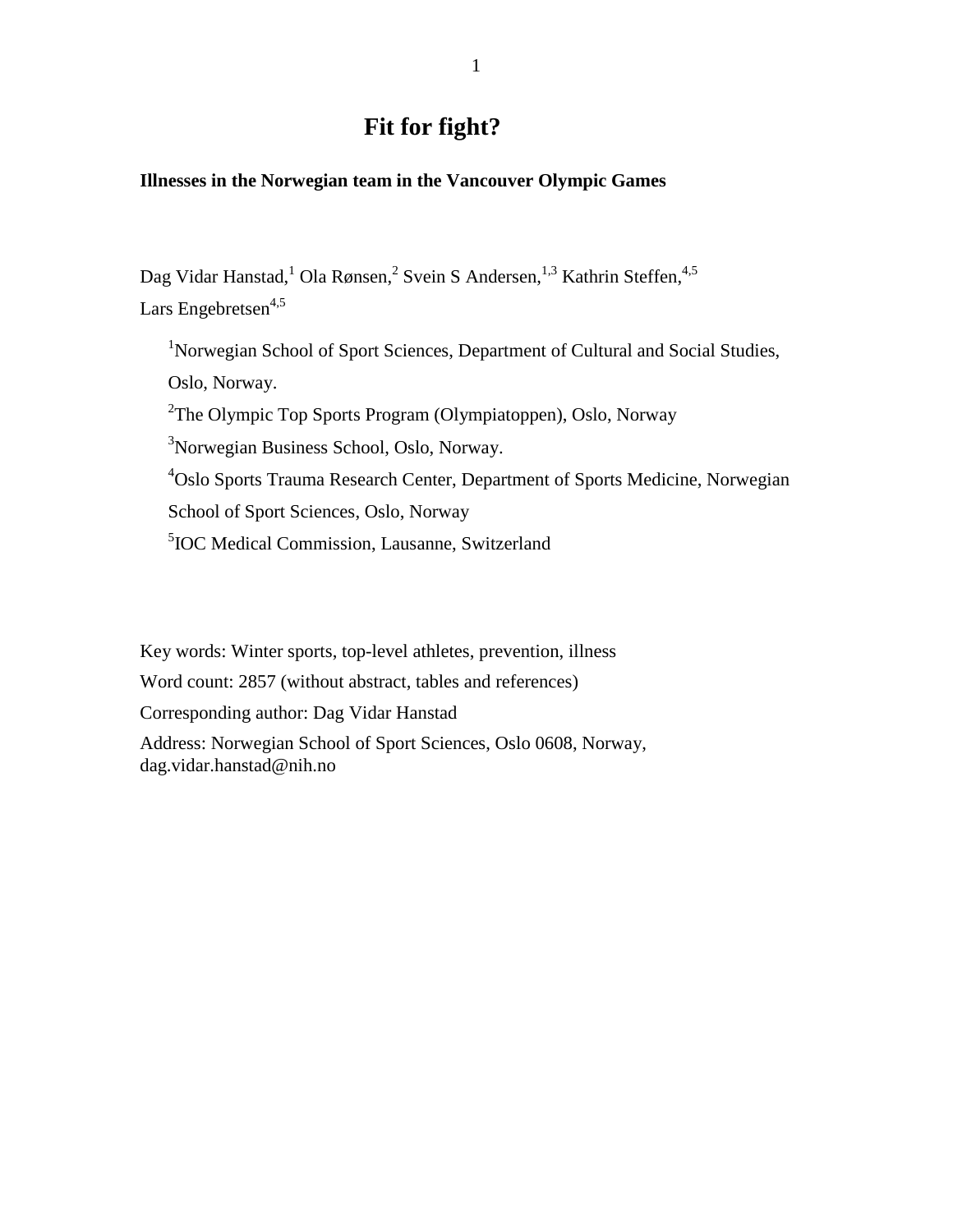# Fit for fight?

**Illnesses in the Norwegian team in the Vancouver Olympic Games**

Dag Vidar Hanstad,[1] Ola Rønsen,[2] Svein S Andersen,[1,3] Kathrin Steffen,[4,5] Lars Engebretsen[4,5]

[1]Norwegian School of Sport Sciences, Department of Cultural and Social Studies, Oslo, Norway.

[2]The Olympic Top Sports Program (Olympiatoppen), Oslo, Norway

[3]Norwegian Business School, Oslo, Norway.

[4]Oslo Sports Trauma Research Center, Department of Sports Medicine, Norwegian School of Sport Sciences, Oslo, Norway

[5]IOC Medical Commission, Lausanne, Switzerland

Key words: Winter sports, top-level athletes, prevention, illness

Word count: 2857 (without abstract, tables and references)

Corresponding author: Dag Vidar Hanstad

Address: Norwegian School of Sport Sciences, Oslo 0608, Norway, dag.vidar.hanstad@nih.no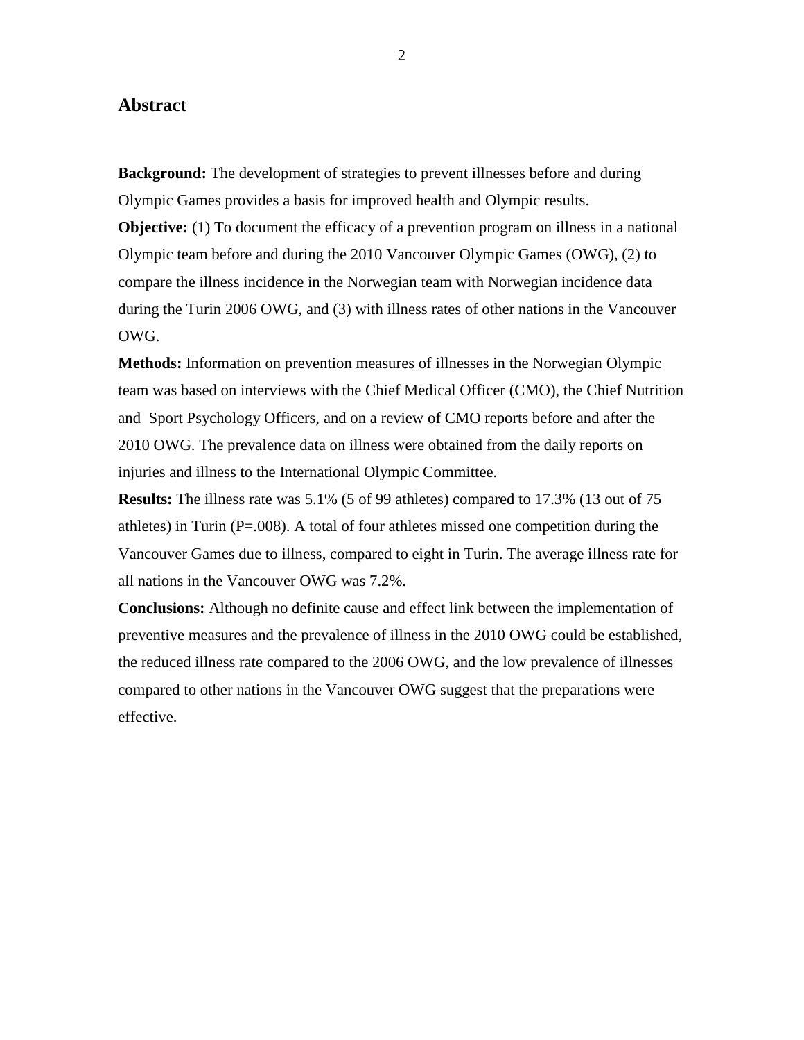## Abstract

**Background:** The development of strategies to prevent illnesses before and during Olympic Games provides a basis for improved health and Olympic results.

**Objective:** (1) To document the efficacy of a prevention program on illness in a national Olympic team before and during the 2010 Vancouver Olympic Games (OWG), (2) to compare the illness incidence in the Norwegian team with Norwegian incidence data during the Turin 2006 OWG, and (3) with illness rates of other nations in the Vancouver OWG.

**Methods:** Information on prevention measures of illnesses in the Norwegian Olympic team was based on interviews with the Chief Medical Officer (CMO), the Chief Nutrition and Sport Psychology Officers, and on a review of CMO reports before and after the 2010 OWG. The prevalence data on illness were obtained from the daily reports on injuries and illness to the International Olympic Committee.

**Results:** The illness rate was 5.1% (5 of 99 athletes) compared to 17.3% (13 out of 75 athletes) in Turin (P=.008). A total of four athletes missed one competition during the Vancouver Games due to illness, compared to eight in Turin. The average illness rate for all nations in the Vancouver OWG was 7.2%.

**Conclusions:** Although no definite cause and effect link between the implementation of preventive measures and the prevalence of illness in the 2010 OWG could be established, the reduced illness rate compared to the 2006 OWG, and the low prevalence of illnesses compared to other nations in the Vancouver OWG suggest that the preparations were effective.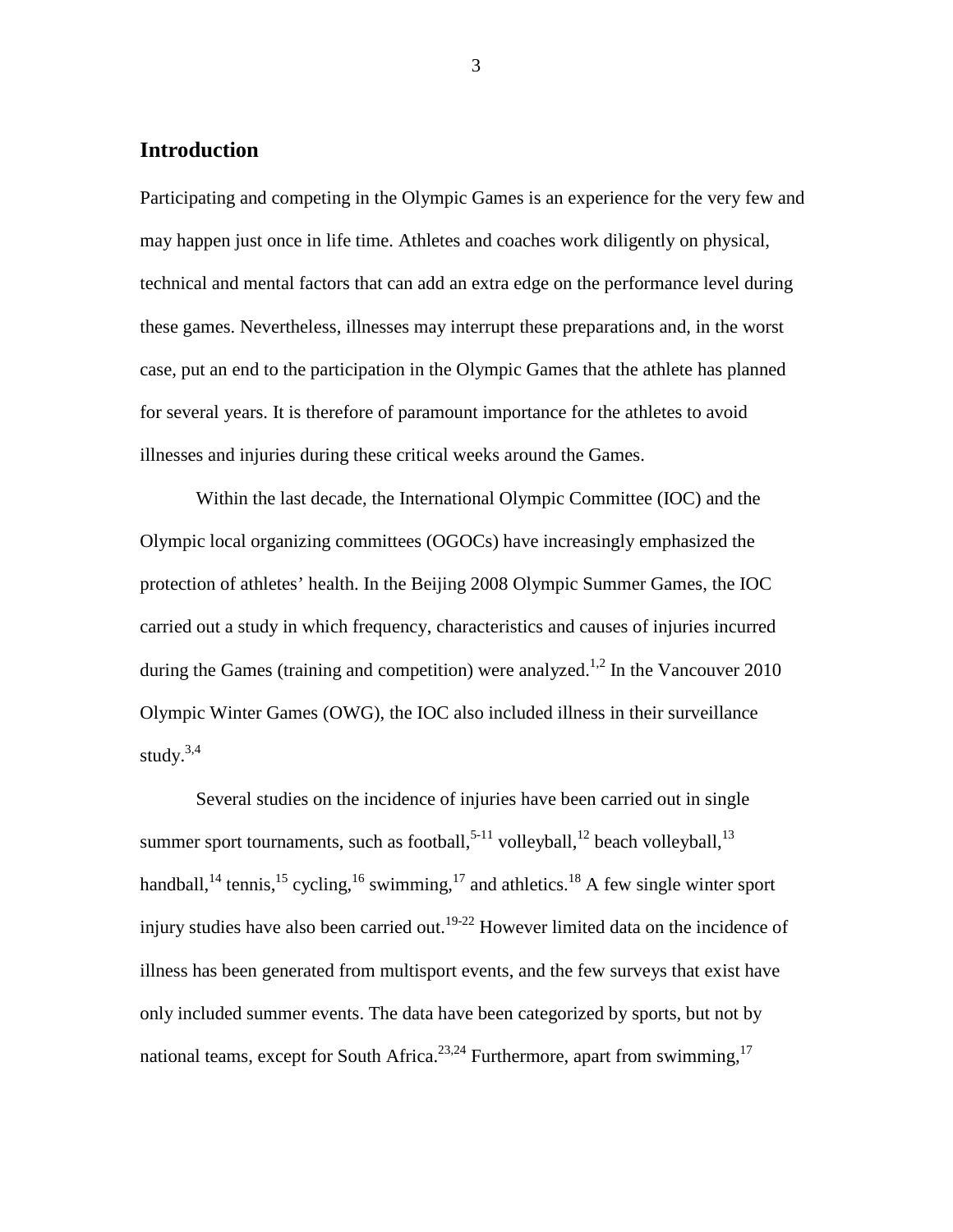## Introduction

Participating and competing in the Olympic Games is an experience for the very few and may happen just once in life time. Athletes and coaches work diligently on physical, technical and mental factors that can add an extra edge on the performance level during these games. Nevertheless, illnesses may interrupt these preparations and, in the worst case, put an end to the participation in the Olympic Games that the athlete has planned for several years. It is therefore of paramount importance for the athletes to avoid illnesses and injuries during these critical weeks around the Games.

Within the last decade, the International Olympic Committee (IOC) and the Olympic local organizing committees (OGOCs) have increasingly emphasized the protection of athletes' health. In the Beijing 2008 Olympic Summer Games, the IOC carried out a study in which frequency, characteristics and causes of injuries incurred during the Games (training and competition) were analyzed.[1,2] In the Vancouver 2010 Olympic Winter Games (OWG), the IOC also included illness in their surveillance study.[3,4]

Several studies on the incidence of injuries have been carried out in single summer sport tournaments, such as football,[5-11] volleyball,[12] beach volleyball,[13] handball,[14] tennis,[15] cycling,[16] swimming,[17] and athletics.[18] A few single winter sport injury studies have also been carried out.[19-22] However limited data on the incidence of illness has been generated from multisport events, and the few surveys that exist have only included summer events. The data have been categorized by sports, but not by national teams, except for South Africa.[23,24] Furthermore, apart from swimming,[17]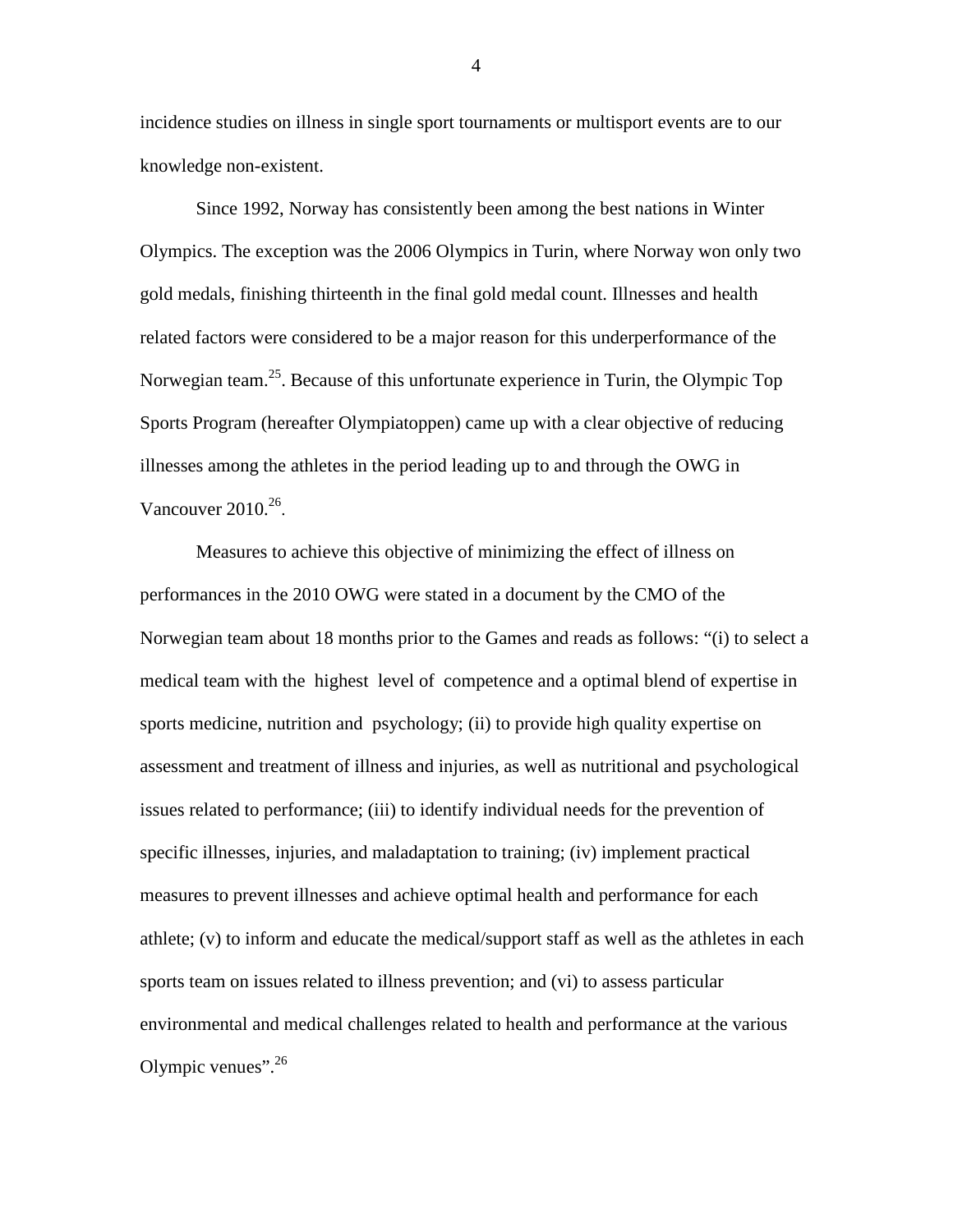incidence studies on illness in single sport tournaments or multisport events are to our knowledge non-existent.

Since 1992, Norway has consistently been among the best nations in Winter Olympics. The exception was the 2006 Olympics in Turin, where Norway won only two gold medals, finishing thirteenth in the final gold medal count. Illnesses and health related factors were considered to be a major reason for this underperformance of the Norwegian team.[25]. Because of this unfortunate experience in Turin, the Olympic Top Sports Program (hereafter Olympiatoppen) came up with a clear objective of reducing illnesses among the athletes in the period leading up to and through the OWG in Vancouver 2010.[26].

Measures to achieve this objective of minimizing the effect of illness on performances in the 2010 OWG were stated in a document by the CMO of the Norwegian team about 18 months prior to the Games and reads as follows: "(i) to select a medical team with the highest level of competence and a optimal blend of expertise in sports medicine, nutrition and psychology; (ii) to provide high quality expertise on assessment and treatment of illness and injuries, as well as nutritional and psychological issues related to performance; (iii) to identify individual needs for the prevention of specific illnesses, injuries, and maladaptation to training; (iv) implement practical measures to prevent illnesses and achieve optimal health and performance for each athlete; (v) to inform and educate the medical/support staff as well as the athletes in each sports team on issues related to illness prevention; and (vi) to assess particular environmental and medical challenges related to health and performance at the various Olympic venues".[26]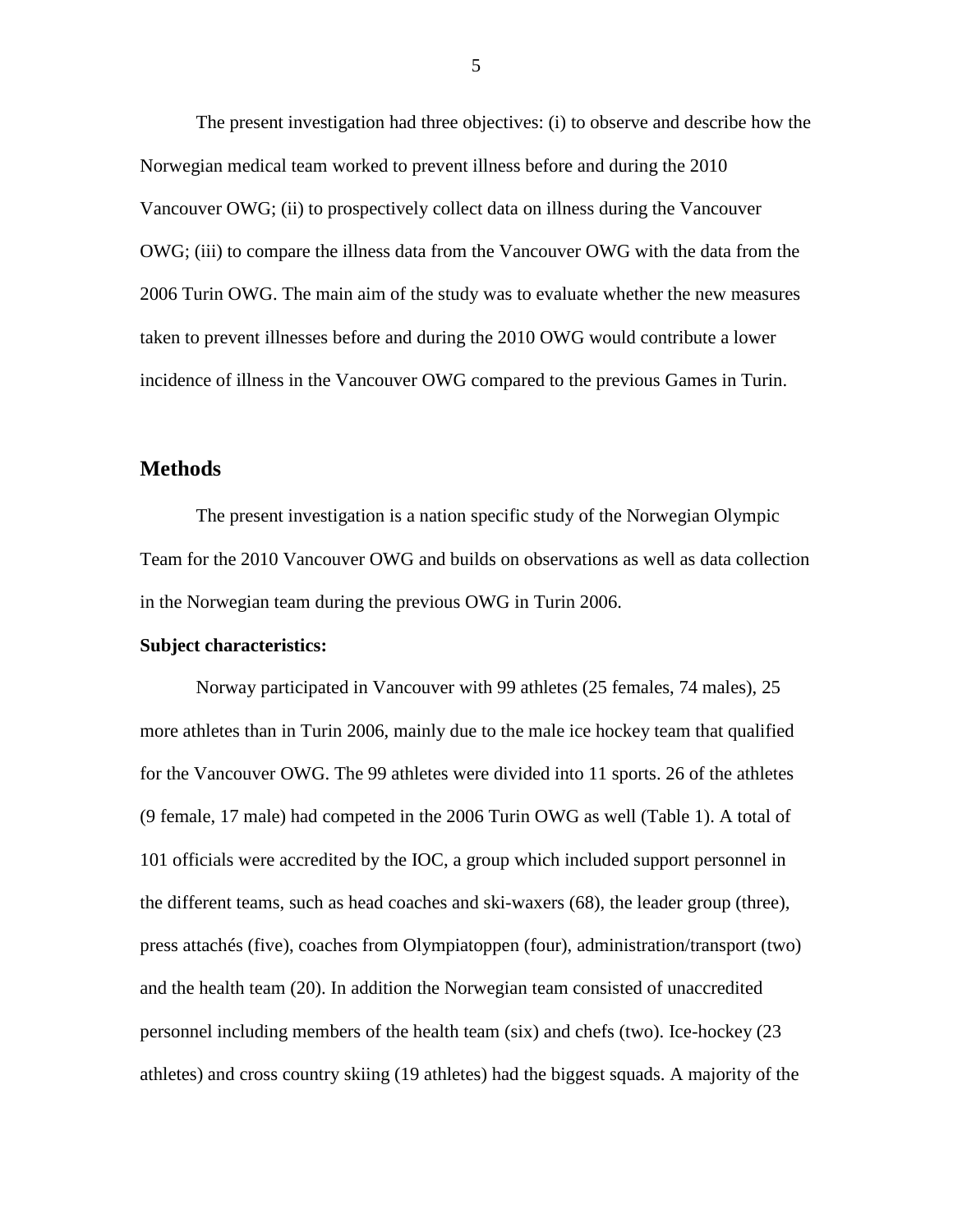The present investigation had three objectives: (i) to observe and describe how the Norwegian medical team worked to prevent illness before and during the 2010 Vancouver OWG; (ii) to prospectively collect data on illness during the Vancouver OWG; (iii) to compare the illness data from the Vancouver OWG with the data from the 2006 Turin OWG. The main aim of the study was to evaluate whether the new measures taken to prevent illnesses before and during the 2010 OWG would contribute a lower incidence of illness in the Vancouver OWG compared to the previous Games in Turin.

## Methods

The present investigation is a nation specific study of the Norwegian Olympic Team for the 2010 Vancouver OWG and builds on observations as well as data collection in the Norwegian team during the previous OWG in Turin 2006.

**Subject characteristics:**

Norway participated in Vancouver with 99 athletes (25 females, 74 males), 25 more athletes than in Turin 2006, mainly due to the male ice hockey team that qualified for the Vancouver OWG. The 99 athletes were divided into 11 sports. 26 of the athletes (9 female, 17 male) had competed in the 2006 Turin OWG as well (Table 1). A total of 101 officials were accredited by the IOC, a group which included support personnel in the different teams, such as head coaches and ski-waxers (68), the leader group (three), press attachés (five), coaches from Olympiatoppen (four), administration/transport (two) and the health team (20). In addition the Norwegian team consisted of unaccredited personnel including members of the health team (six) and chefs (two). Ice-hockey (23 athletes) and cross country skiing (19 athletes) had the biggest squads. A majority of the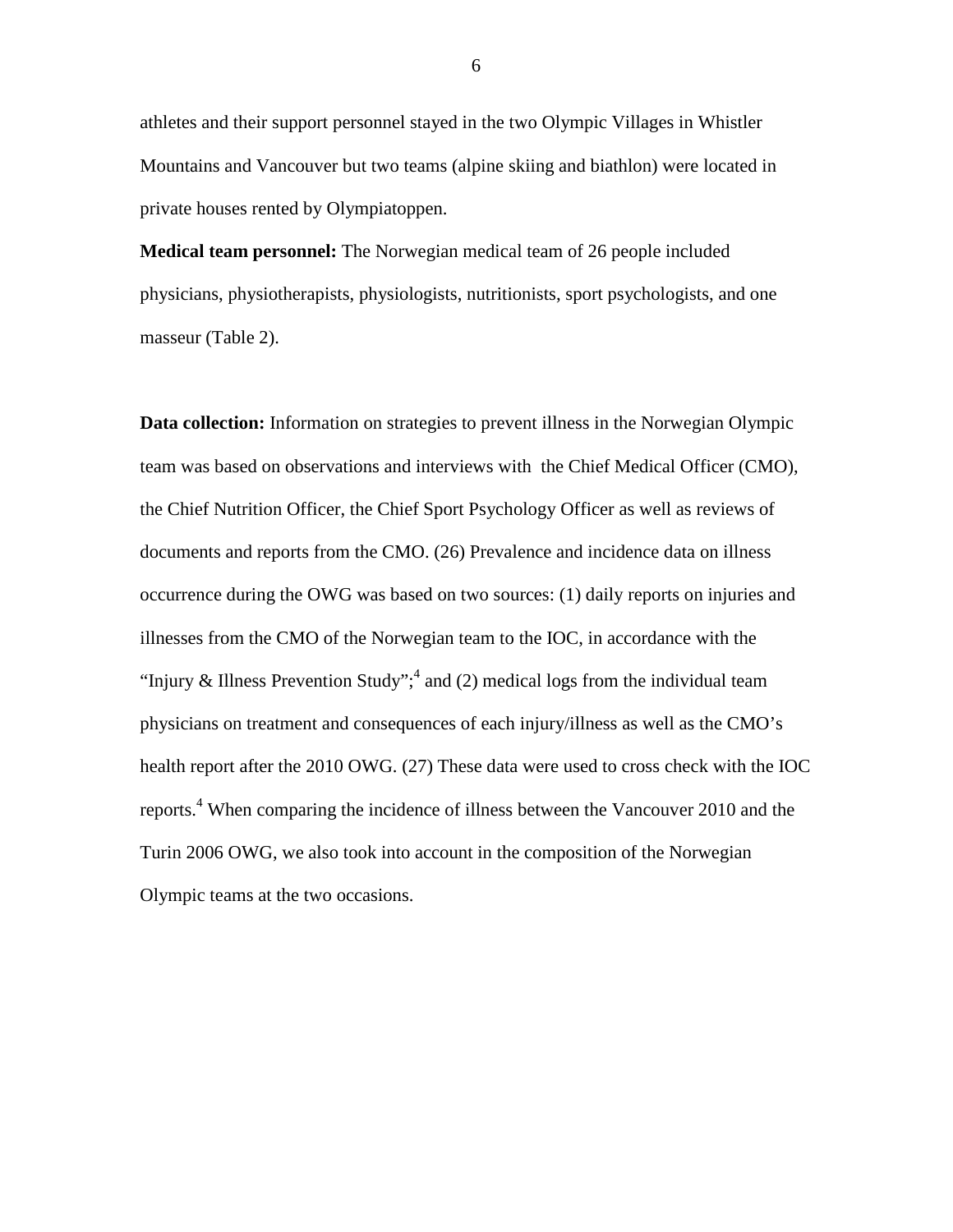athletes and their support personnel stayed in the two Olympic Villages in Whistler Mountains and Vancouver but two teams (alpine skiing and biathlon) were located in private houses rented by Olympiatoppen.

**Medical team personnel:** The Norwegian medical team of 26 people included physicians, physiotherapists, physiologists, nutritionists, sport psychologists, and one masseur (Table 2).

**Data collection:** Information on strategies to prevent illness in the Norwegian Olympic team was based on observations and interviews with the Chief Medical Officer (CMO), the Chief Nutrition Officer, the Chief Sport Psychology Officer as well as reviews of documents and reports from the CMO. (26) Prevalence and incidence data on illness occurrence during the OWG was based on two sources: (1) daily reports on injuries and illnesses from the CMO of the Norwegian team to the IOC, in accordance with the "Injury & Illness Prevention Study";[4] and (2) medical logs from the individual team physicians on treatment and consequences of each injury/illness as well as the CMO's health report after the 2010 OWG. (27) These data were used to cross check with the IOC reports.[4] When comparing the incidence of illness between the Vancouver 2010 and the Turin 2006 OWG, we also took into account in the composition of the Norwegian Olympic teams at the two occasions.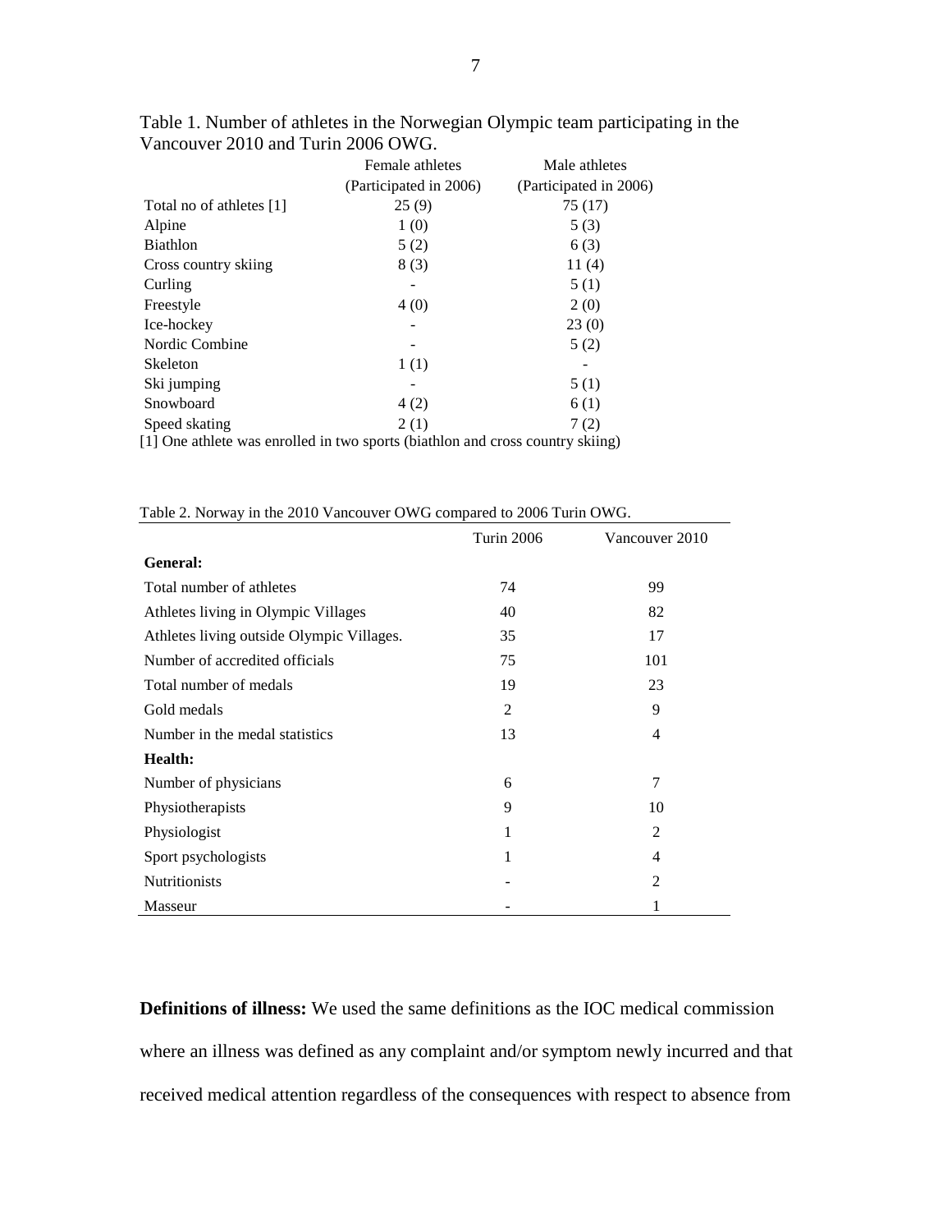Table 1. Number of athletes in the Norwegian Olympic team participating in the Vancouver 2010 and Turin 2006 OWG.

| | Female athletes (Participated in 2006) | Male athletes (Participated in 2006) |
|---|---|---|
| Total no of athletes [1] | 25 (9) | 75 (17) |
| Alpine | 1 (0) | 5 (3) |
| Biathlon | 5 (2) | 6 (3) |
| Cross country skiing | 8 (3) | 11 (4) |
| Curling | - | 5 (1) |
| Freestyle | 4 (0) | 2 (0) |
| Ice-hockey | - | 23 (0) |
| Nordic Combine | - | 5 (2) |
| Skeleton | 1 (1) | - |
| Ski jumping | - | 5 (1) |
| Snowboard | 4 (2) | 6 (1) |
| Speed skating | 2 (1) | 7 (2) |

[1] One athlete was enrolled in two sports (biathlon and cross country skiing)

Table 2. Norway in the 2010 Vancouver OWG compared to 2006 Turin OWG.

| | Turin 2006 | Vancouver 2010 |
|---|---|---|
| **General:** | | |
| Total number of athletes | 74 | 99 |
| Athletes living in Olympic Villages | 40 | 82 |
| Athletes living outside Olympic Villages. | 35 | 17 |
| Number of accredited officials | 75 | 101 |
| Total number of medals | 19 | 23 |
| Gold medals | 2 | 9 |
| Number in the medal statistics | 13 | 4 |
| **Health:** | | |
| Number of physicians | 6 | 7 |
| Physiotherapists | 9 | 10 |
| Physiologist | 1 | 2 |
| Sport psychologists | 1 | 4 |
| Nutritionists | - | 2 |
| Masseur | - | 1 |

**Definitions of illness:** We used the same definitions as the IOC medical commission where an illness was defined as any complaint and/or symptom newly incurred and that received medical attention regardless of the consequences with respect to absence from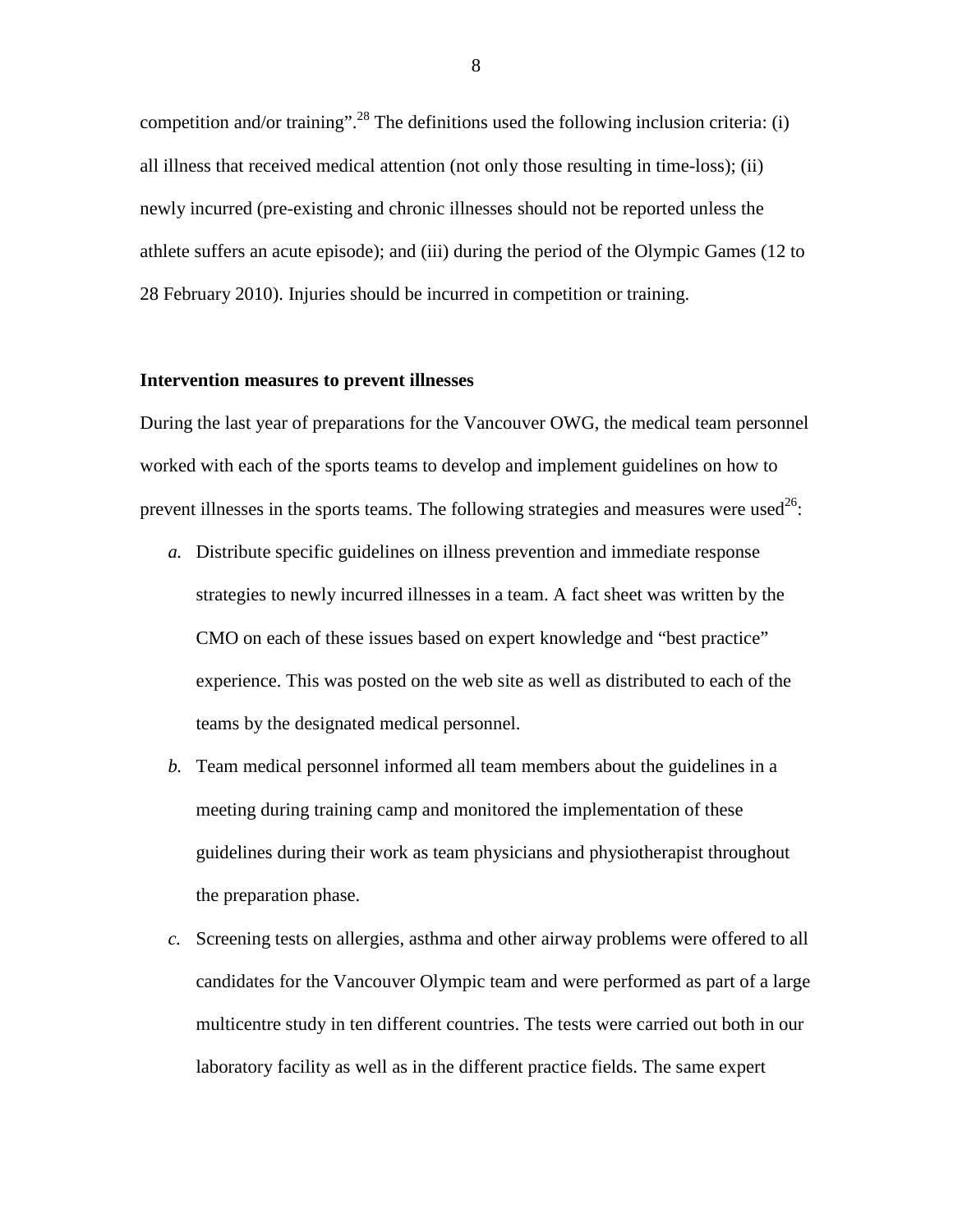competition and/or training".[28] The definitions used the following inclusion criteria: (i) all illness that received medical attention (not only those resulting in time-loss); (ii) newly incurred (pre-existing and chronic illnesses should not be reported unless the athlete suffers an acute episode); and (iii) during the period of the Olympic Games (12 to 28 February 2010). Injuries should be incurred in competition or training.

**Intervention measures to prevent illnesses**

During the last year of preparations for the Vancouver OWG, the medical team personnel worked with each of the sports teams to develop and implement guidelines on how to prevent illnesses in the sports teams. The following strategies and measures were used[26]:

*a.* Distribute specific guidelines on illness prevention and immediate response strategies to newly incurred illnesses in a team. A fact sheet was written by the CMO on each of these issues based on expert knowledge and "best practice" experience. This was posted on the web site as well as distributed to each of the teams by the designated medical personnel.

*b.* Team medical personnel informed all team members about the guidelines in a meeting during training camp and monitored the implementation of these guidelines during their work as team physicians and physiotherapist throughout the preparation phase.

*c.* Screening tests on allergies, asthma and other airway problems were offered to all candidates for the Vancouver Olympic team and were performed as part of a large multicentre study in ten different countries. The tests were carried out both in our laboratory facility as well as in the different practice fields. The same expert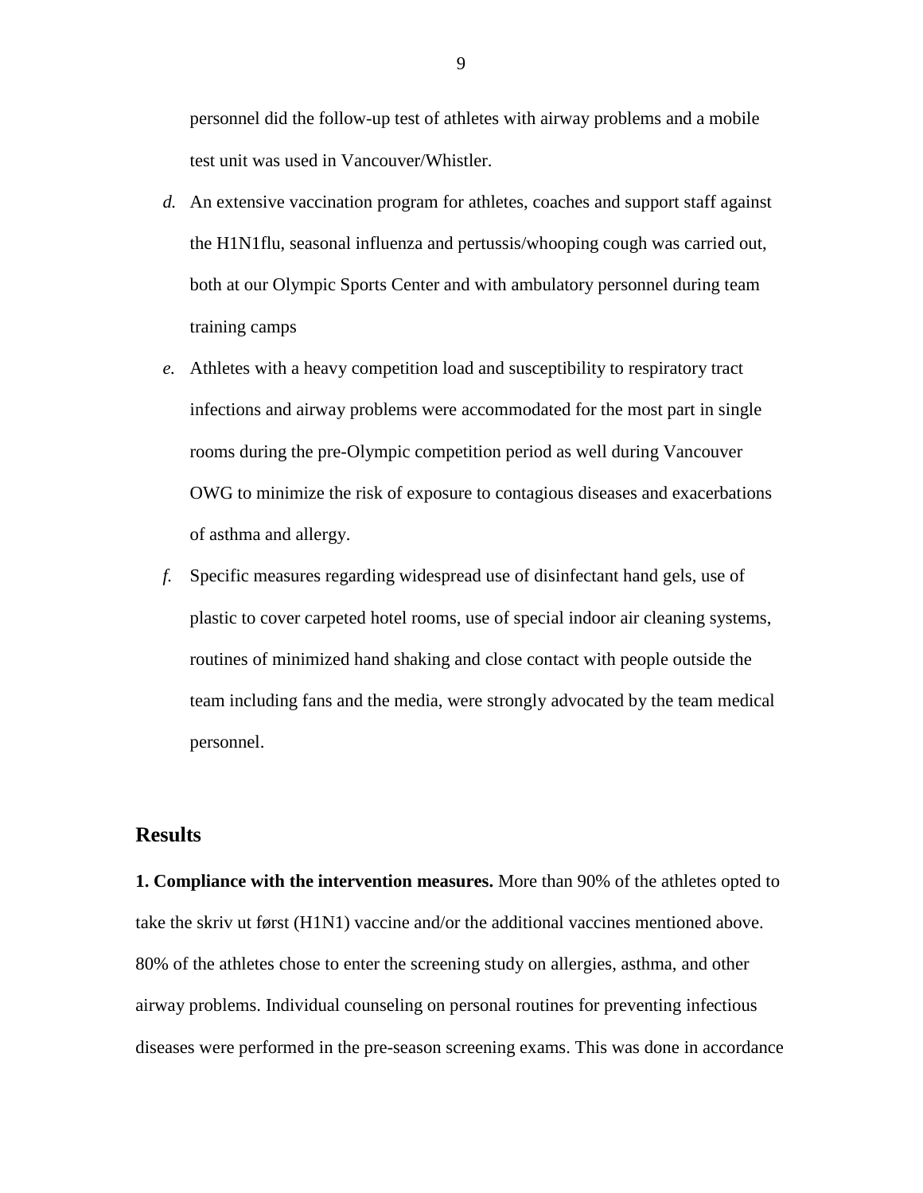personnel did the follow-up test of athletes with airway problems and a mobile test unit was used in Vancouver/Whistler.

*d.* An extensive vaccination program for athletes, coaches and support staff against the H1N1flu, seasonal influenza and pertussis/whooping cough was carried out, both at our Olympic Sports Center and with ambulatory personnel during team training camps

*e.* Athletes with a heavy competition load and susceptibility to respiratory tract infections and airway problems were accommodated for the most part in single rooms during the pre-Olympic competition period as well during Vancouver OWG to minimize the risk of exposure to contagious diseases and exacerbations of asthma and allergy.

*f.* Specific measures regarding widespread use of disinfectant hand gels, use of plastic to cover carpeted hotel rooms, use of special indoor air cleaning systems, routines of minimized hand shaking and close contact with people outside the team including fans and the media, were strongly advocated by the team medical personnel.

## Results

**1. Compliance with the intervention measures.** More than 90% of the athletes opted to take the skriv ut først (H1N1) vaccine and/or the additional vaccines mentioned above. 80% of the athletes chose to enter the screening study on allergies, asthma, and other airway problems. Individual counseling on personal routines for preventing infectious diseases were performed in the pre-season screening exams. This was done in accordance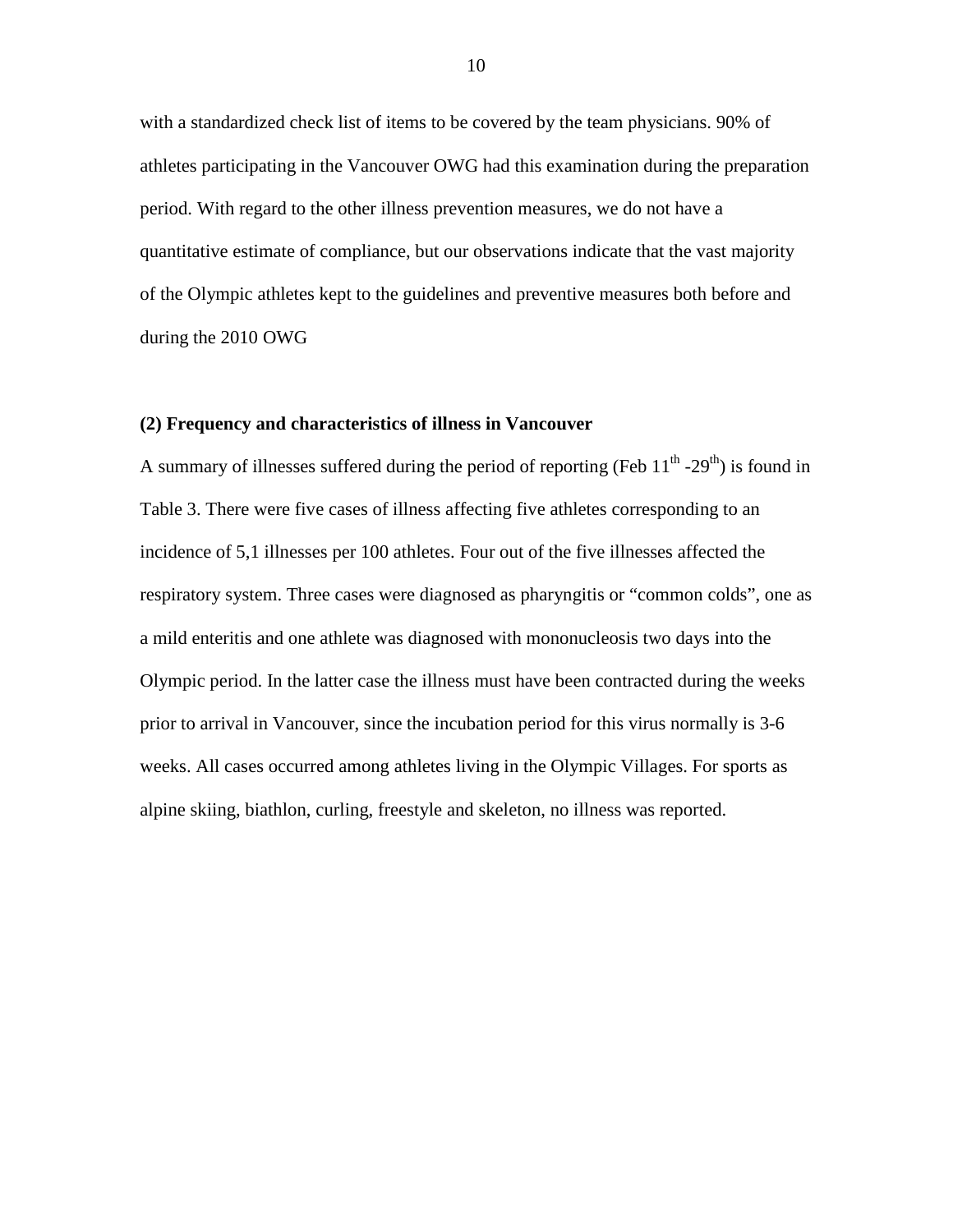with a standardized check list of items to be covered by the team physicians. 90% of athletes participating in the Vancouver OWG had this examination during the preparation period. With regard to the other illness prevention measures, we do not have a quantitative estimate of compliance, but our observations indicate that the vast majority of the Olympic athletes kept to the guidelines and preventive measures both before and during the 2010 OWG

**(2) Frequency and characteristics of illness in Vancouver**

A summary of illnesses suffered during the period of reporting (Feb 11$^{th}$ -29$^{th}$) is found in Table 3. There were five cases of illness affecting five athletes corresponding to an incidence of 5,1 illnesses per 100 athletes. Four out of the five illnesses affected the respiratory system. Three cases were diagnosed as pharyngitis or "common colds", one as a mild enteritis and one athlete was diagnosed with mononucleosis two days into the Olympic period. In the latter case the illness must have been contracted during the weeks prior to arrival in Vancouver, since the incubation period for this virus normally is 3-6 weeks. All cases occurred among athletes living in the Olympic Villages. For sports as alpine skiing, biathlon, curling, freestyle and skeleton, no illness was reported.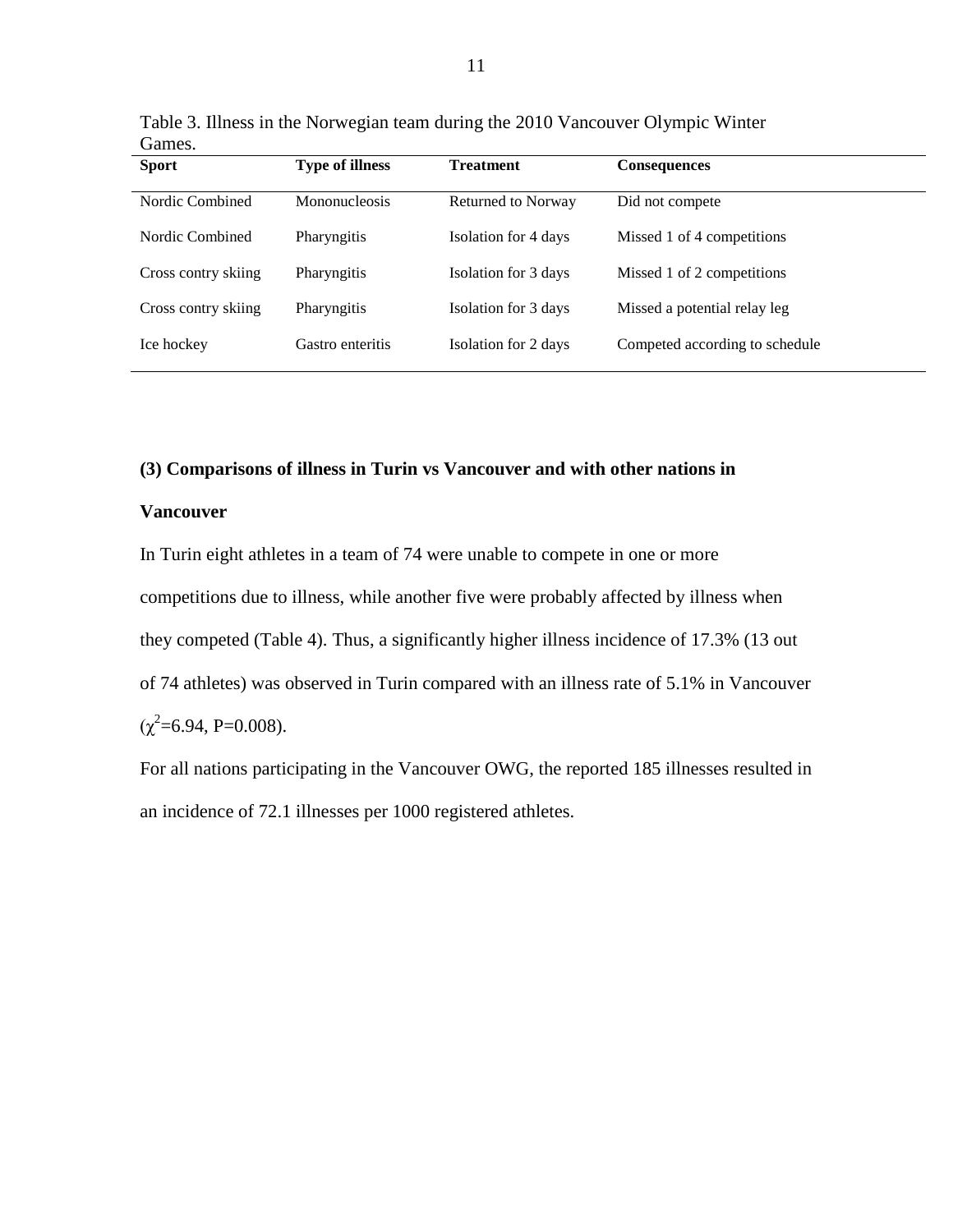Table 3. Illness in the Norwegian team during the 2010 Vancouver Olympic Winter Games.

| Sport | Type of illness | Treatment | Consequences |
|---|---|---|---|
| Nordic Combined | Mononucleosis | Returned to Norway | Did not compete |
| Nordic Combined | Pharyngitis | Isolation for 4 days | Missed 1 of 4 competitions |
| Cross contry skiing | Pharyngitis | Isolation for 3 days | Missed 1 of 2 competitions |
| Cross contry skiing | Pharyngitis | Isolation for 3 days | Missed a potential relay leg |
| Ice hockey | Gastro enteritis | Isolation for 2 days | Competed according to schedule |

**(3) Comparisons of illness in Turin vs Vancouver and with other nations in Vancouver**

In Turin eight athletes in a team of 74 were unable to compete in one or more competitions due to illness, while another five were probably affected by illness when they competed (Table 4). Thus, a significantly higher illness incidence of 17.3% (13 out of 74 athletes) was observed in Turin compared with an illness rate of 5.1% in Vancouver ($\chi^2$=6.94, P=0.008).

For all nations participating in the Vancouver OWG, the reported 185 illnesses resulted in an incidence of 72.1 illnesses per 1000 registered athletes.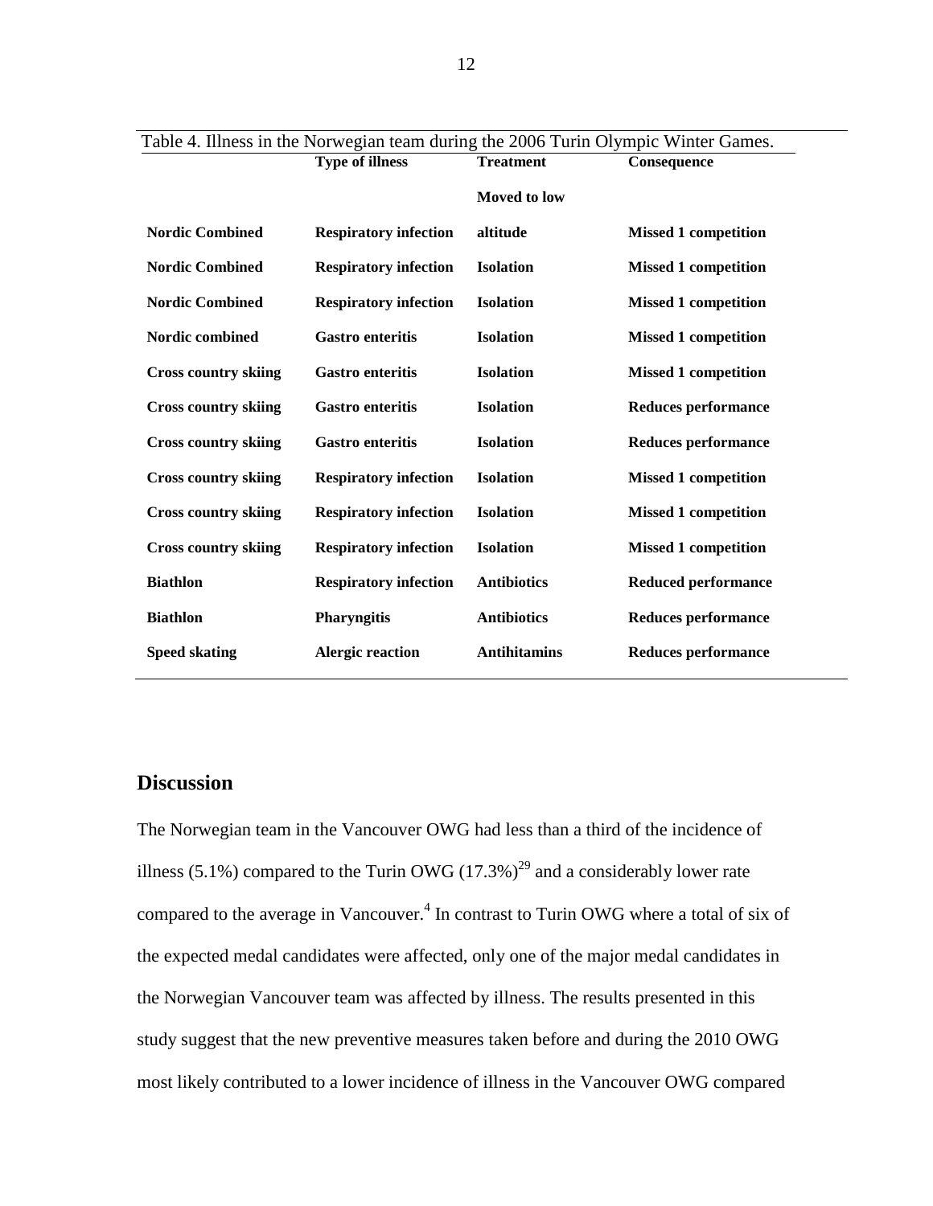Table 4. Illness in the Norwegian team during the 2006 Turin Olympic Winter Games.

| | Type of illness | Treatment | Consequence |
|---|---|---|---|
| **Nordic Combined** | **Respiratory infection** | **Moved to low altitude** | **Missed 1 competition** |
| **Nordic Combined** | **Respiratory infection** | **Isolation** | **Missed 1 competition** |
| **Nordic Combined** | **Respiratory infection** | **Isolation** | **Missed 1 competition** |
| **Nordic combined** | **Gastro enteritis** | **Isolation** | **Missed 1 competition** |
| **Cross country skiing** | **Gastro enteritis** | **Isolation** | **Missed 1 competition** |
| **Cross country skiing** | **Gastro enteritis** | **Isolation** | **Reduces performance** |
| **Cross country skiing** | **Gastro enteritis** | **Isolation** | **Reduces performance** |
| **Cross country skiing** | **Respiratory infection** | **Isolation** | **Missed 1 competition** |
| **Cross country skiing** | **Respiratory infection** | **Isolation** | **Missed 1 competition** |
| **Cross country skiing** | **Respiratory infection** | **Isolation** | **Missed 1 competition** |
| **Biathlon** | **Respiratory infection** | **Antibiotics** | **Reduced performance** |
| **Biathlon** | **Pharyngitis** | **Antibiotics** | **Reduces performance** |
| **Speed skating** | **Alergic reaction** | **Antihitamins** | **Reduces performance** |

## Discussion

The Norwegian team in the Vancouver OWG had less than a third of the incidence of illness (5.1%) compared to the Turin OWG (17.3%)[29] and a considerably lower rate compared to the average in Vancouver.[4] In contrast to Turin OWG where a total of six of the expected medal candidates were affected, only one of the major medal candidates in the Norwegian Vancouver team was affected by illness. The results presented in this study suggest that the new preventive measures taken before and during the 2010 OWG most likely contributed to a lower incidence of illness in the Vancouver OWG compared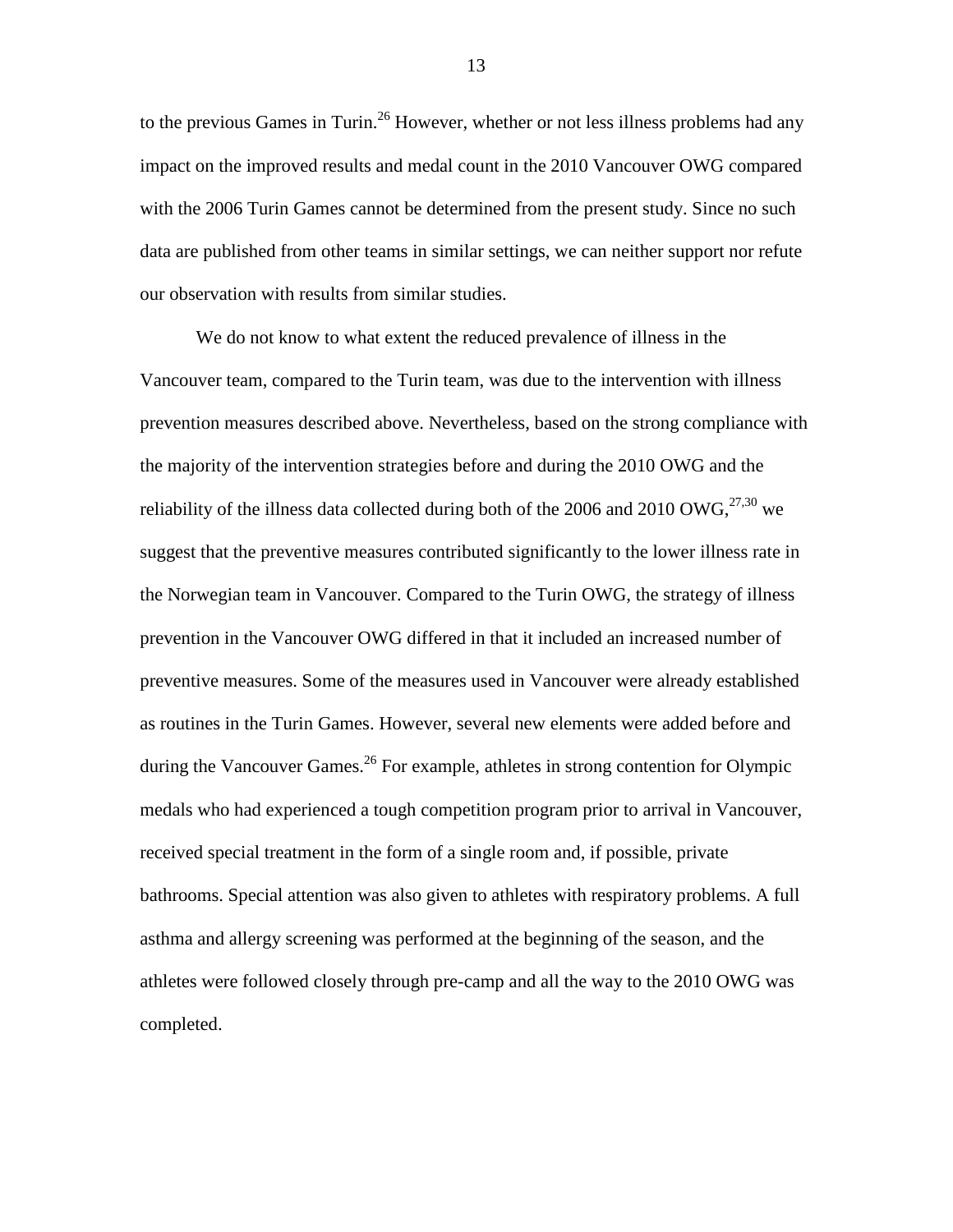to the previous Games in Turin.[26] However, whether or not less illness problems had any impact on the improved results and medal count in the 2010 Vancouver OWG compared with the 2006 Turin Games cannot be determined from the present study. Since no such data are published from other teams in similar settings, we can neither support nor refute our observation with results from similar studies.

We do not know to what extent the reduced prevalence of illness in the Vancouver team, compared to the Turin team, was due to the intervention with illness prevention measures described above. Nevertheless, based on the strong compliance with the majority of the intervention strategies before and during the 2010 OWG and the reliability of the illness data collected during both of the 2006 and 2010 OWG,[27,30] we suggest that the preventive measures contributed significantly to the lower illness rate in the Norwegian team in Vancouver. Compared to the Turin OWG, the strategy of illness prevention in the Vancouver OWG differed in that it included an increased number of preventive measures. Some of the measures used in Vancouver were already established as routines in the Turin Games. However, several new elements were added before and during the Vancouver Games.[26] For example, athletes in strong contention for Olympic medals who had experienced a tough competition program prior to arrival in Vancouver, received special treatment in the form of a single room and, if possible, private bathrooms. Special attention was also given to athletes with respiratory problems. A full asthma and allergy screening was performed at the beginning of the season, and the athletes were followed closely through pre-camp and all the way to the 2010 OWG was completed.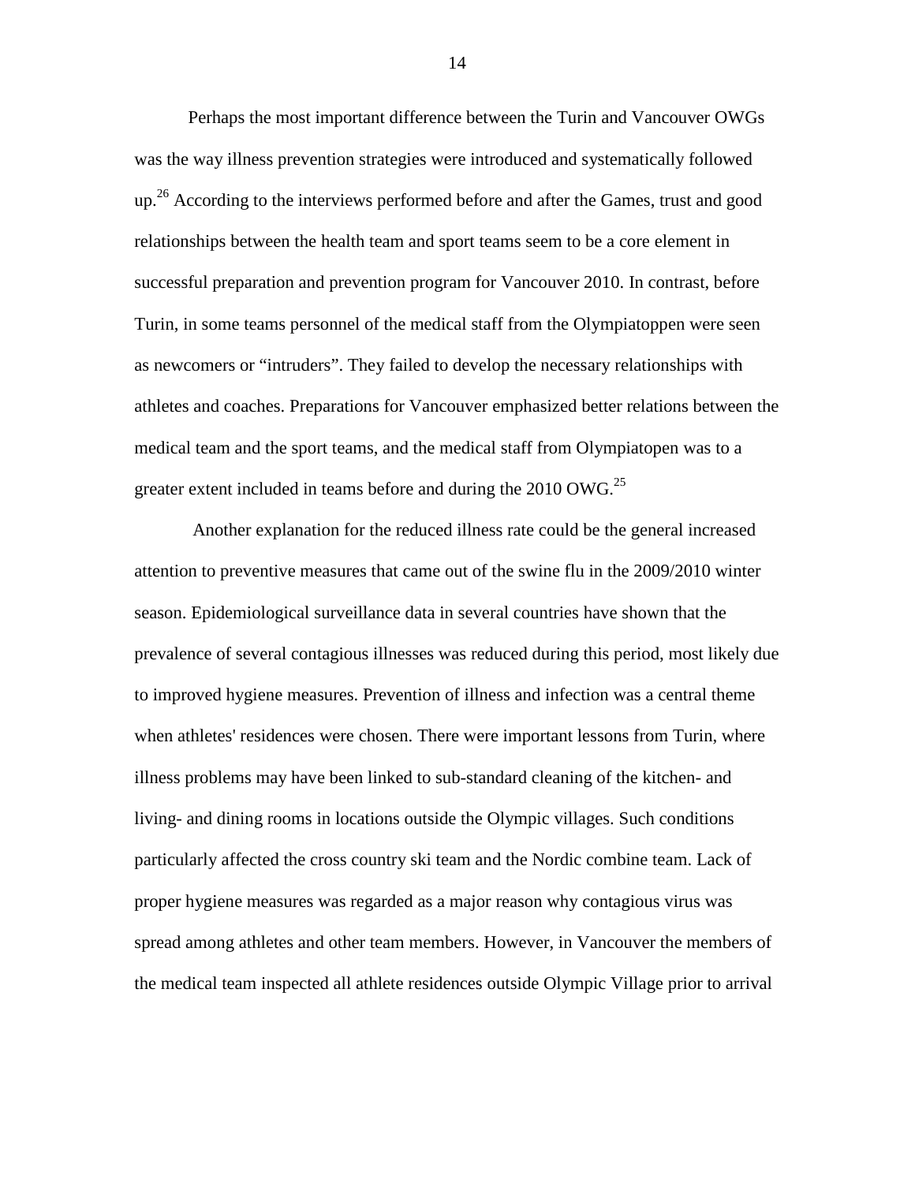Perhaps the most important difference between the Turin and Vancouver OWGs was the way illness prevention strategies were introduced and systematically followed up.[26] According to the interviews performed before and after the Games, trust and good relationships between the health team and sport teams seem to be a core element in successful preparation and prevention program for Vancouver 2010. In contrast, before Turin, in some teams personnel of the medical staff from the Olympiatoppen were seen as newcomers or "intruders". They failed to develop the necessary relationships with athletes and coaches. Preparations for Vancouver emphasized better relations between the medical team and the sport teams, and the medical staff from Olympiatopen was to a greater extent included in teams before and during the 2010 OWG.[25]

Another explanation for the reduced illness rate could be the general increased attention to preventive measures that came out of the swine flu in the 2009/2010 winter season. Epidemiological surveillance data in several countries have shown that the prevalence of several contagious illnesses was reduced during this period, most likely due to improved hygiene measures. Prevention of illness and infection was a central theme when athletes' residences were chosen. There were important lessons from Turin, where illness problems may have been linked to sub-standard cleaning of the kitchen- and living- and dining rooms in locations outside the Olympic villages. Such conditions particularly affected the cross country ski team and the Nordic combine team. Lack of proper hygiene measures was regarded as a major reason why contagious virus was spread among athletes and other team members. However, in Vancouver the members of the medical team inspected all athlete residences outside Olympic Village prior to arrival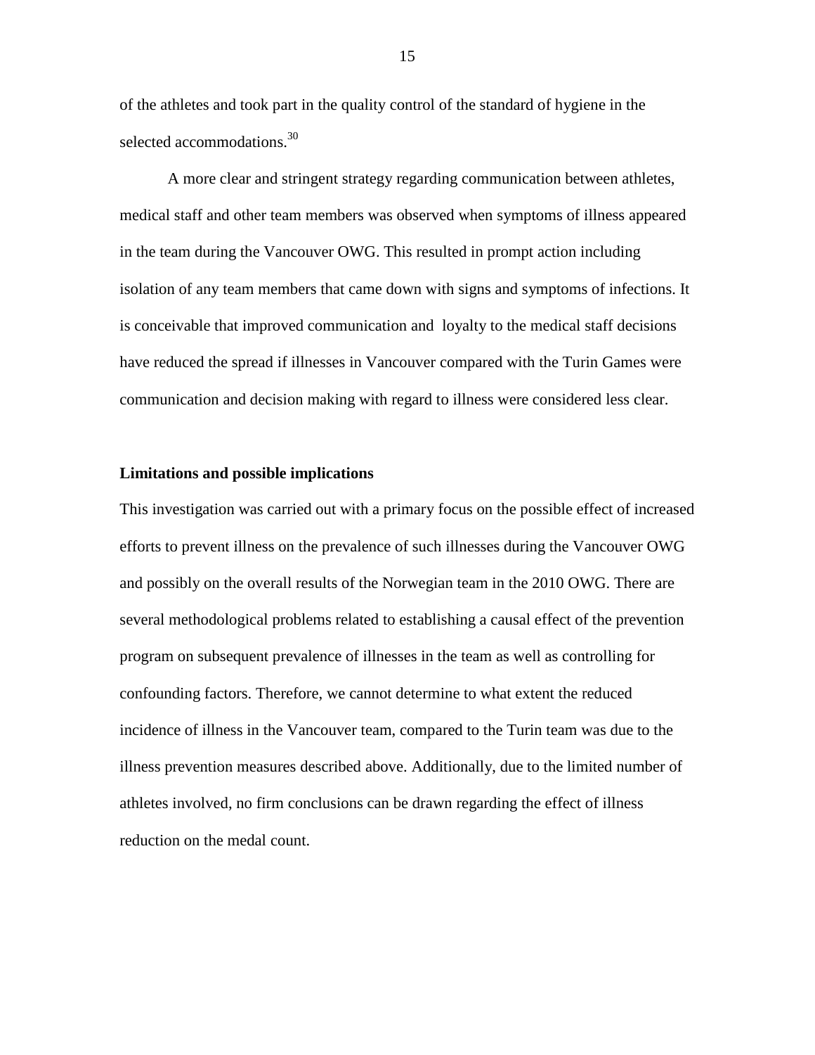of the athletes and took part in the quality control of the standard of hygiene in the selected accommodations.[30]

A more clear and stringent strategy regarding communication between athletes, medical staff and other team members was observed when symptoms of illness appeared in the team during the Vancouver OWG. This resulted in prompt action including isolation of any team members that came down with signs and symptoms of infections. It is conceivable that improved communication and loyalty to the medical staff decisions have reduced the spread if illnesses in Vancouver compared with the Turin Games were communication and decision making with regard to illness were considered less clear.

**Limitations and possible implications**

This investigation was carried out with a primary focus on the possible effect of increased efforts to prevent illness on the prevalence of such illnesses during the Vancouver OWG and possibly on the overall results of the Norwegian team in the 2010 OWG. There are several methodological problems related to establishing a causal effect of the prevention program on subsequent prevalence of illnesses in the team as well as controlling for confounding factors. Therefore, we cannot determine to what extent the reduced incidence of illness in the Vancouver team, compared to the Turin team was due to the illness prevention measures described above. Additionally, due to the limited number of athletes involved, no firm conclusions can be drawn regarding the effect of illness reduction on the medal count.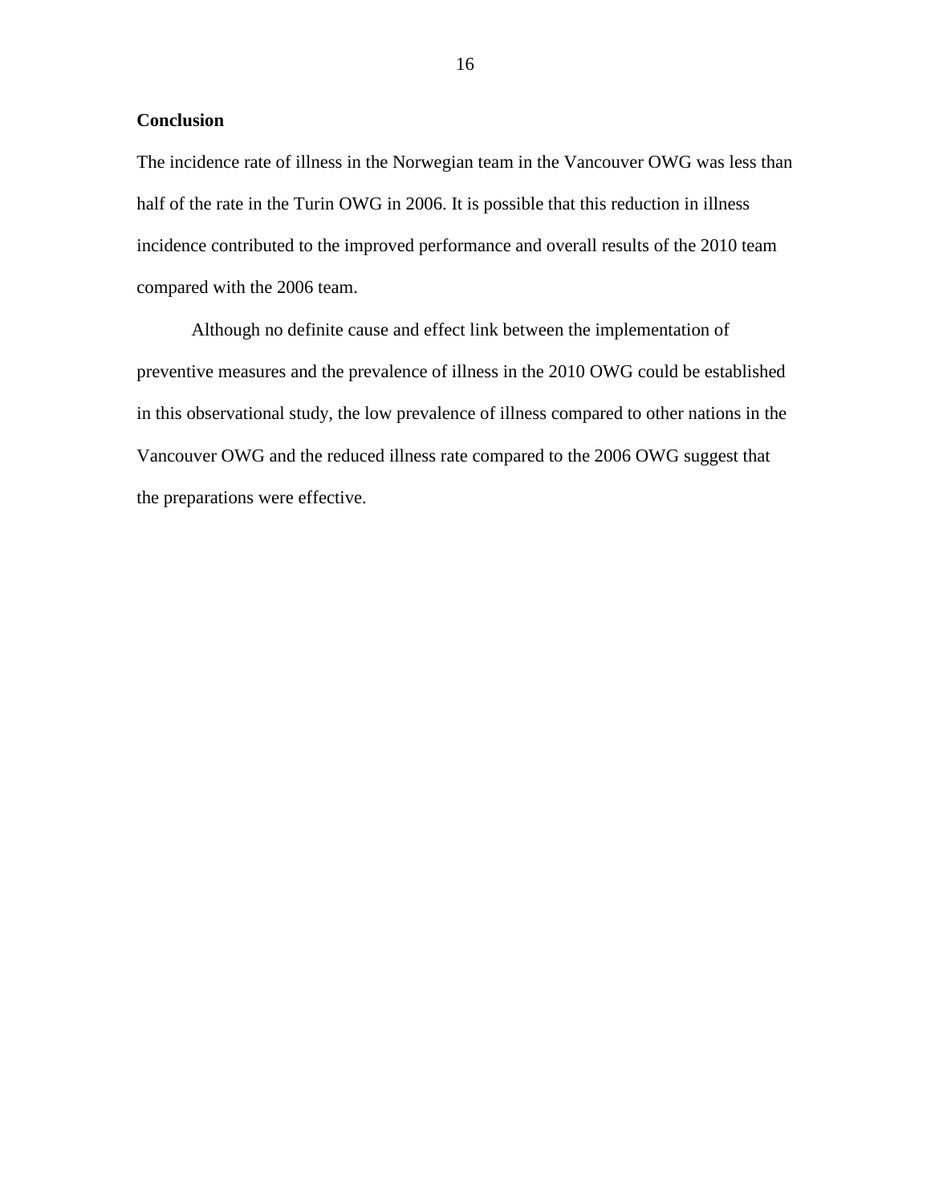## Conclusion

The incidence rate of illness in the Norwegian team in the Vancouver OWG was less than half of the rate in the Turin OWG in 2006. It is possible that this reduction in illness incidence contributed to the improved performance and overall results of the 2010 team compared with the 2006 team.

Although no definite cause and effect link between the implementation of preventive measures and the prevalence of illness in the 2010 OWG could be established in this observational study, the low prevalence of illness compared to other nations in the Vancouver OWG and the reduced illness rate compared to the 2006 OWG suggest that the preparations were effective.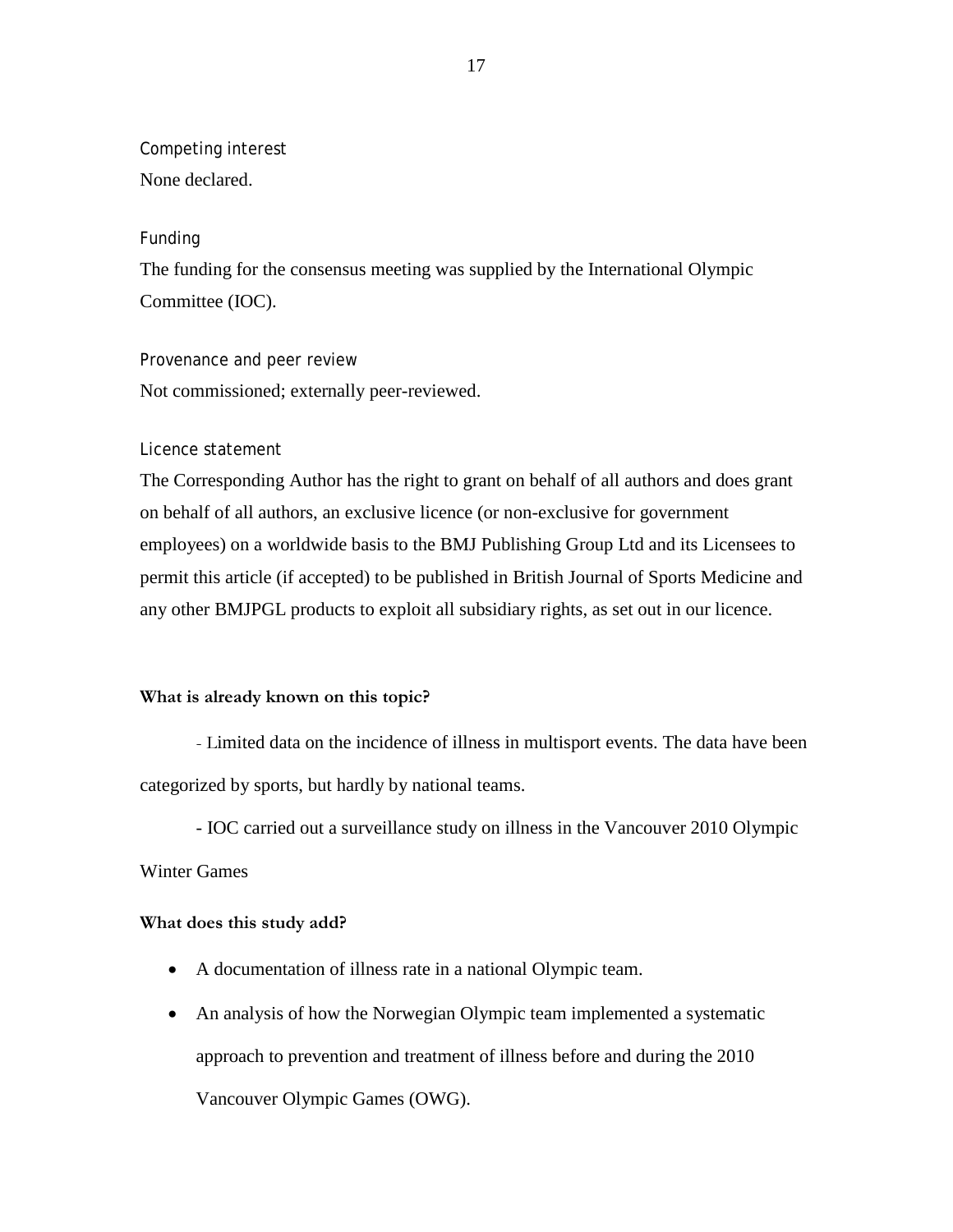### Competing interest

None declared.

### Funding

The funding for the consensus meeting was supplied by the International Olympic Committee (IOC).

### Provenance and peer review

Not commissioned; externally peer-reviewed.

### Licence statement

The Corresponding Author has the right to grant on behalf of all authors and does grant on behalf of all authors, an exclusive licence (or non-exclusive for government employees) on a worldwide basis to the BMJ Publishing Group Ltd and its Licensees to permit this article (if accepted) to be published in British Journal of Sports Medicine and any other BMJPGL products to exploit all subsidiary rights, as set out in our licence.

**What is already known on this topic?**

- Limited data on the incidence of illness in multisport events. The data have been categorized by sports, but hardly by national teams.

- IOC carried out a surveillance study on illness in the Vancouver 2010 Olympic Winter Games

**What does this study add?**

- A documentation of illness rate in a national Olympic team.
- An analysis of how the Norwegian Olympic team implemented a systematic approach to prevention and treatment of illness before and during the 2010 Vancouver Olympic Games (OWG).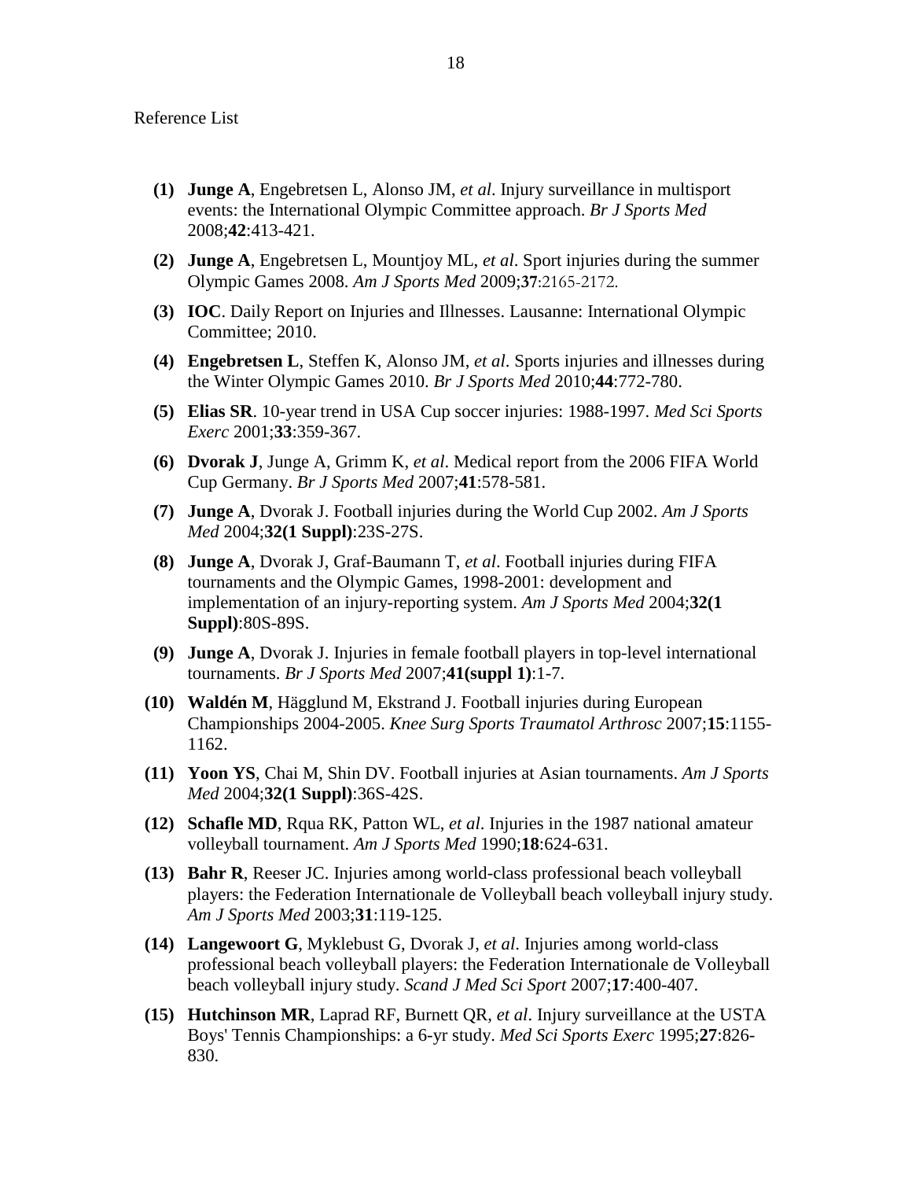Reference List

**(1)** **Junge A**, Engebretsen L, Alonso JM, *et al*. Injury surveillance in multisport events: the International Olympic Committee approach. *Br J Sports Med* 2008;**42**:413-421.

**(2)** **Junge A**, Engebretsen L, Mountjoy ML, *et al*. Sport injuries during the summer Olympic Games 2008. *Am J Sports Med* 2009;**37**:2165-2172.

**(3)** **IOC**. Daily Report on Injuries and Illnesses. Lausanne: International Olympic Committee; 2010.

**(4)** **Engebretsen L**, Steffen K, Alonso JM, *et al*. Sports injuries and illnesses during the Winter Olympic Games 2010. *Br J Sports Med* 2010;**44**:772-780.

**(5)** **Elias SR**. 10-year trend in USA Cup soccer injuries: 1988-1997. *Med Sci Sports Exerc* 2001;**33**:359-367.

**(6)** **Dvorak J**, Junge A, Grimm K, *et al*. Medical report from the 2006 FIFA World Cup Germany. *Br J Sports Med* 2007;**41**:578-581.

**(7)** **Junge A**, Dvorak J. Football injuries during the World Cup 2002. *Am J Sports Med* 2004;**32(1 Suppl)**:23S-27S.

**(8)** **Junge A**, Dvorak J, Graf-Baumann T, *et al*. Football injuries during FIFA tournaments and the Olympic Games, 1998-2001: development and implementation of an injury-reporting system. *Am J Sports Med* 2004;**32(1 Suppl)**:80S-89S.

**(9)** **Junge A**, Dvorak J. Injuries in female football players in top-level international tournaments. *Br J Sports Med* 2007;**41(suppl 1)**:1-7.

**(10)** **Waldén M**, Hägglund M, Ekstrand J. Football injuries during European Championships 2004-2005. *Knee Surg Sports Traumatol Arthrosc* 2007;**15**:1155-1162.

**(11)** **Yoon YS**, Chai M, Shin DV. Football injuries at Asian tournaments. *Am J Sports Med* 2004;**32(1 Suppl)**:36S-42S.

**(12)** **Schafle MD**, Rqua RK, Patton WL, *et al*. Injuries in the 1987 national amateur volleyball tournament. *Am J Sports Med* 1990;**18**:624-631.

**(13)** **Bahr R**, Reeser JC. Injuries among world-class professional beach volleyball players: the Federation Internationale de Volleyball beach volleyball injury study. *Am J Sports Med* 2003;**31**:119-125.

**(14)** **Langewoort G**, Myklebust G, Dvorak J, *et al*. Injuries among world-class professional beach volleyball players: the Federation Internationale de Volleyball beach volleyball injury study. *Scand J Med Sci Sport* 2007;**17**:400-407.

**(15)** **Hutchinson MR**, Laprad RF, Burnett QR, *et al*. Injury surveillance at the USTA Boys' Tennis Championships: a 6-yr study. *Med Sci Sports Exerc* 1995;**27**:826-830.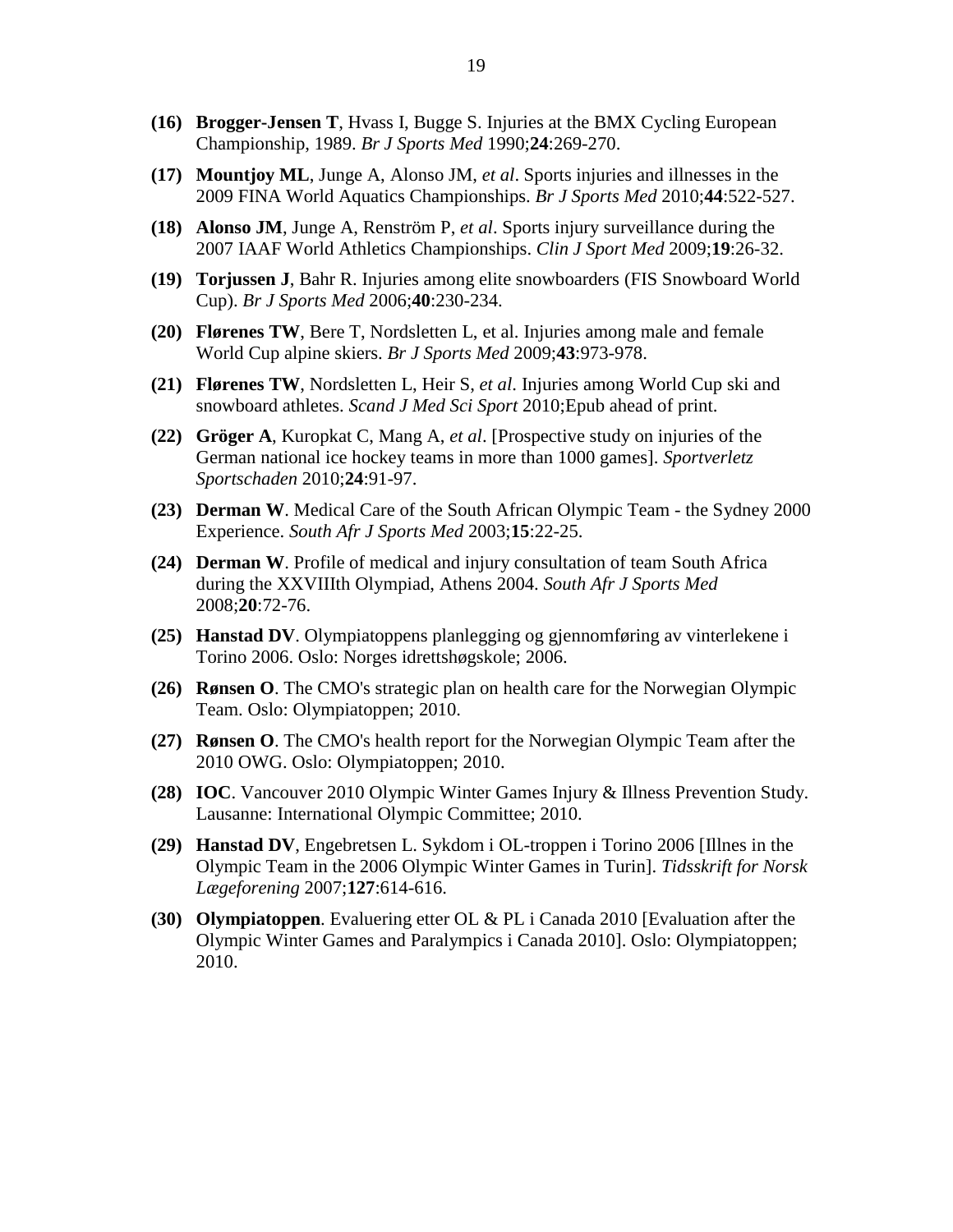**(16)** **Brogger-Jensen T**, Hvass I, Bugge S. Injuries at the BMX Cycling European Championship, 1989. *Br J Sports Med* 1990;**24**:269-270.

**(17)** **Mountjoy ML**, Junge A, Alonso JM, *et al*. Sports injuries and illnesses in the 2009 FINA World Aquatics Championships. *Br J Sports Med* 2010;**44**:522-527.

**(18)** **Alonso JM**, Junge A, Renström P, *et al*. Sports injury surveillance during the 2007 IAAF World Athletics Championships. *Clin J Sport Med* 2009;**19**:26-32.

**(19)** **Torjussen J**, Bahr R. Injuries among elite snowboarders (FIS Snowboard World Cup). *Br J Sports Med* 2006;**40**:230-234.

**(20)** **Flørenes TW**, Bere T, Nordsletten L, et al. Injuries among male and female World Cup alpine skiers. *Br J Sports Med* 2009;**43**:973-978.

**(21)** **Flørenes TW**, Nordsletten L, Heir S, *et al*. Injuries among World Cup ski and snowboard athletes. *Scand J Med Sci Sport* 2010;Epub ahead of print.

**(22)** **Gröger A**, Kuropkat C, Mang A, *et al*. [Prospective study on injuries of the German national ice hockey teams in more than 1000 games]. *Sportverletz Sportschaden* 2010;**24**:91-97.

**(23)** **Derman W**. Medical Care of the South African Olympic Team - the Sydney 2000 Experience. *South Afr J Sports Med* 2003;**15**:22-25.

**(24)** **Derman W**. Profile of medical and injury consultation of team South Africa during the XXVIIIth Olympiad, Athens 2004. *South Afr J Sports Med* 2008;**20**:72-76.

**(25)** **Hanstad DV**. Olympiatoppens planlegging og gjennomføring av vinterlekene i Torino 2006. Oslo: Norges idrettshøgskole; 2006.

**(26)** **Rønsen O**. The CMO's strategic plan on health care for the Norwegian Olympic Team. Oslo: Olympiatoppen; 2010.

**(27)** **Rønsen O**. The CMO's health report for the Norwegian Olympic Team after the 2010 OWG. Oslo: Olympiatoppen; 2010.

**(28)** **IOC**. Vancouver 2010 Olympic Winter Games Injury & Illness Prevention Study. Lausanne: International Olympic Committee; 2010.

**(29)** **Hanstad DV**, Engebretsen L. Sykdom i OL-troppen i Torino 2006 [Illnes in the Olympic Team in the 2006 Olympic Winter Games in Turin]. *Tidsskrift for Norsk Lægeforening* 2007;**127**:614-616.

**(30)** **Olympiatoppen**. Evaluering etter OL & PL i Canada 2010 [Evaluation after the Olympic Winter Games and Paralympics i Canada 2010]. Oslo: Olympiatoppen; 2010.